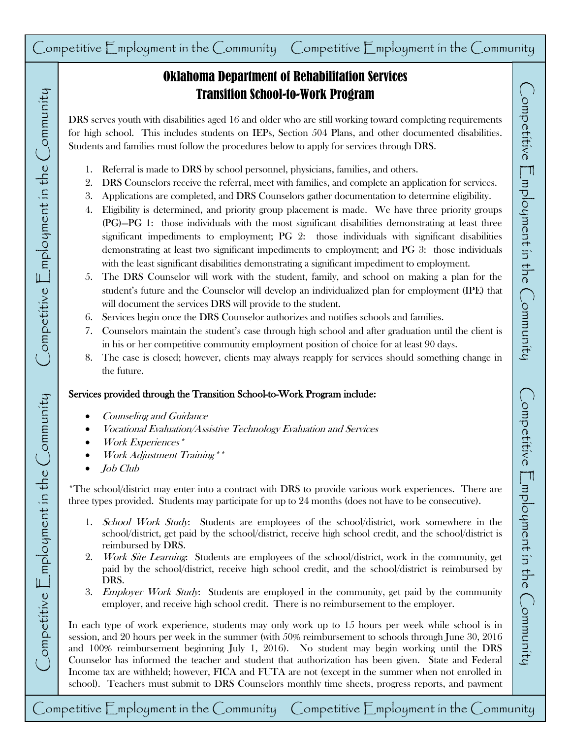# Oklahoma Department of Rehabilitation Services
# Transition School-to-Work Program

DRS serves youth with disabilities aged 16 and older who are still working toward completing requirements for high school. This includes students on IEPs, Section 504 Plans, and other documented disabilities. Students and families must follow the procedures below to apply for services through DRS.

1. Referral is made to DRS by school personnel, physicians, families, and others.
2. DRS Counselors receive the referral, meet with families, and complete an application for services.
3. Applications are completed, and DRS Counselors gather documentation to determine eligibility.
4. Eligibility is determined, and priority group placement is made. We have three priority groups (PG)—PG 1: those individuals with the most significant disabilities demonstrating at least three significant impediments to employment; PG 2: those individuals with significant disabilities demonstrating at least two significant impediments to employment; and PG 3: those individuals with the least significant disabilities demonstrating a significant impediment to employment.
5. The DRS Counselor will work with the student, family, and school on making a plan for the student's future and the Counselor will develop an individualized plan for employment (IPE) that will document the services DRS will provide to the student.
6. Services begin once the DRS Counselor authorizes and notifies schools and families.
7. Counselors maintain the student's case through high school and after graduation until the client is in his or her competitive community employment position of choice for at least 90 days.
8. The case is closed; however, clients may always reapply for services should something change in the future.

**Services provided through the Transition School-to-Work Program include:**

- *Counseling and Guidance*
- *Vocational Evaluation/Assistive Technology Evaluation and Services*
- *Work Experiences\**
- *Work Adjustment Training\*\**
- *Job Club*

\*The school/district may enter into a contract with DRS to provide various work experiences. There are three types provided. Students may participate for up to 24 months (does not have to be consecutive).

1. *School Work Study*: Students are employees of the school/district, work somewhere in the school/district, get paid by the school/district, receive high school credit, and the school/district is reimbursed by DRS.
2. *Work Site Learning*: Students are employees of the school/district, work in the community, get paid by the school/district, receive high school credit, and the school/district is reimbursed by DRS.
3. *Employer Work Study*: Students are employed in the community, get paid by the community employer, and receive high school credit. There is no reimbursement to the employer.

In each type of work experience, students may only work up to 15 hours per week while school is in session, and 20 hours per week in the summer (with 50% reimbursement to schools through June 30, 2016 and 100% reimbursement beginning July 1, 2016). No student may begin working until the DRS Counselor has informed the teacher and student that authorization has been given. State and Federal Income tax are withheld; however, FICA and FUTA are not (except in the summer when not enrolled in school). Teachers must submit to DRS Counselors monthly time sheets, progress reports, and payment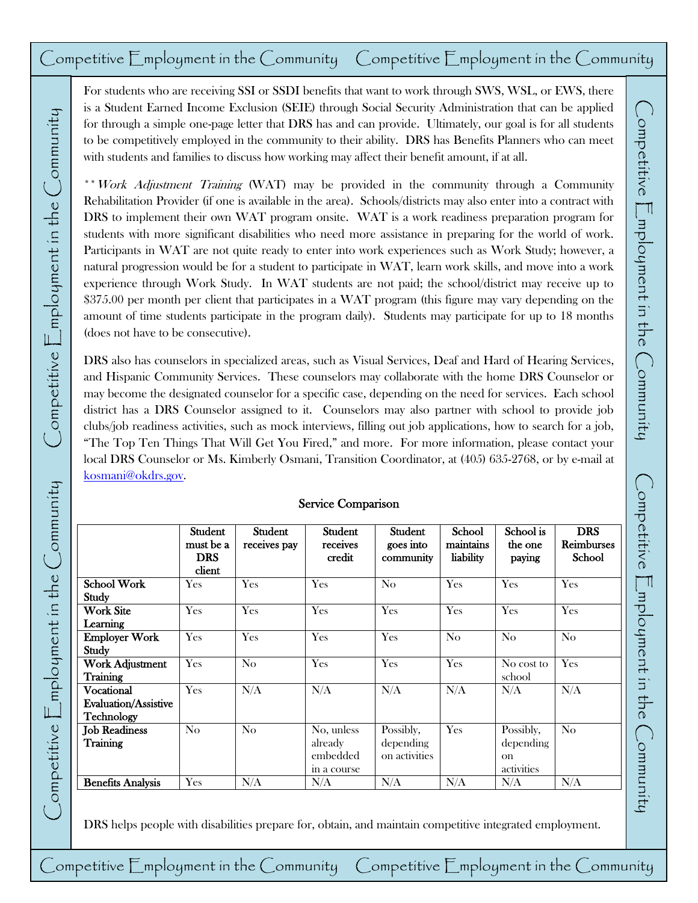For students who are receiving SSI or SSDI benefits that want to work through SWS, WSL, or EWS, there is a Student Earned Income Exclusion (SEIE) through Social Security Administration that can be applied for through a simple one-page letter that DRS has and can provide. Ultimately, our goal is for all students to be competitively employed in the community to their ability. DRS has Benefits Planners who can meet with students and families to discuss how working may affect their benefit amount, if at all.

\*\**Work Adjustment Training* (WAT) may be provided in the community through a Community Rehabilitation Provider (if one is available in the area). Schools/districts may also enter into a contract with DRS to implement their own WAT program onsite. WAT is a work readiness preparation program for students with more significant disabilities who need more assistance in preparing for the world of work. Participants in WAT are not quite ready to enter into work experiences such as Work Study; however, a natural progression would be for a student to participate in WAT, learn work skills, and move into a work experience through Work Study. In WAT students are not paid; the school/district may receive up to $375.00 per month per client that participates in a WAT program (this figure may vary depending on the amount of time students participate in the program daily). Students may participate for up to 18 months (does not have to be consecutive).

DRS also has counselors in specialized areas, such as Visual Services, Deaf and Hard of Hearing Services, and Hispanic Community Services. These counselors may collaborate with the home DRS Counselor or may become the designated counselor for a specific case, depending on the need for services. Each school district has a DRS Counselor assigned to it. Counselors may also partner with school to provide job clubs/job readiness activities, such as mock interviews, filling out job applications, how to search for a job, "The Top Ten Things That Will Get You Fired," and more. For more information, please contact your local DRS Counselor or Ms. Kimberly Osmani, Transition Coordinator, at (405) 635-2768, or by e-mail at kosmani@okdrs.gov.

**Service Comparison**

| | Student must be a DRS client | Student receives pay | Student receives credit | Student goes into community | School maintains liability | School is the one paying | DRS Reimburses School |
|---|---|---|---|---|---|---|---|
| **School Work Study** | Yes | Yes | Yes | No | Yes | Yes | Yes |
| **Work Site Learning** | Yes | Yes | Yes | Yes | Yes | Yes | Yes |
| **Employer Work Study** | Yes | Yes | Yes | Yes | No | No | No |
| **Work Adjustment Training** | Yes | No | Yes | Yes | Yes | No cost to school | Yes |
| **Vocational Evaluation/Assistive Technology** | Yes | N/A | N/A | N/A | N/A | N/A | N/A |
| **Job Readiness Training** | No | No | No, unless already embedded in a course | Possibly, depending on activities | Yes | Possibly, depending on activities | No |
| **Benefits Analysis** | Yes | N/A | N/A | N/A | N/A | N/A | N/A |

DRS helps people with disabilities prepare for, obtain, and maintain competitive integrated employment.